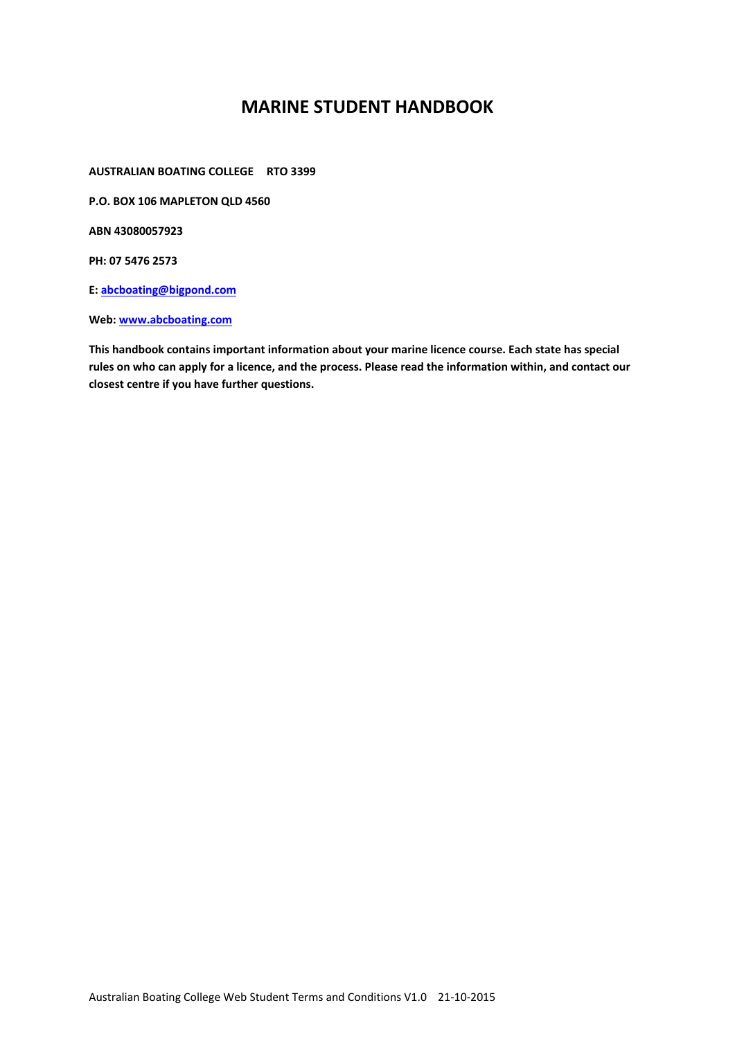# MARINE STUDENT HANDBOOK

**AUSTRALIAN BOATING COLLEGE RTO 3399**

**P.O. BOX 106 MAPLETON QLD 4560**

**ABN 43080057923**

**PH: 07 5476 2573**

**E: abcboating@bigpond.com**

**Web: www.abcboating.com**

**This handbook contains important information about your marine licence course. Each state has special rules on who can apply for a licence, and the process. Please read the information within, and contact our closest centre if you have further questions.**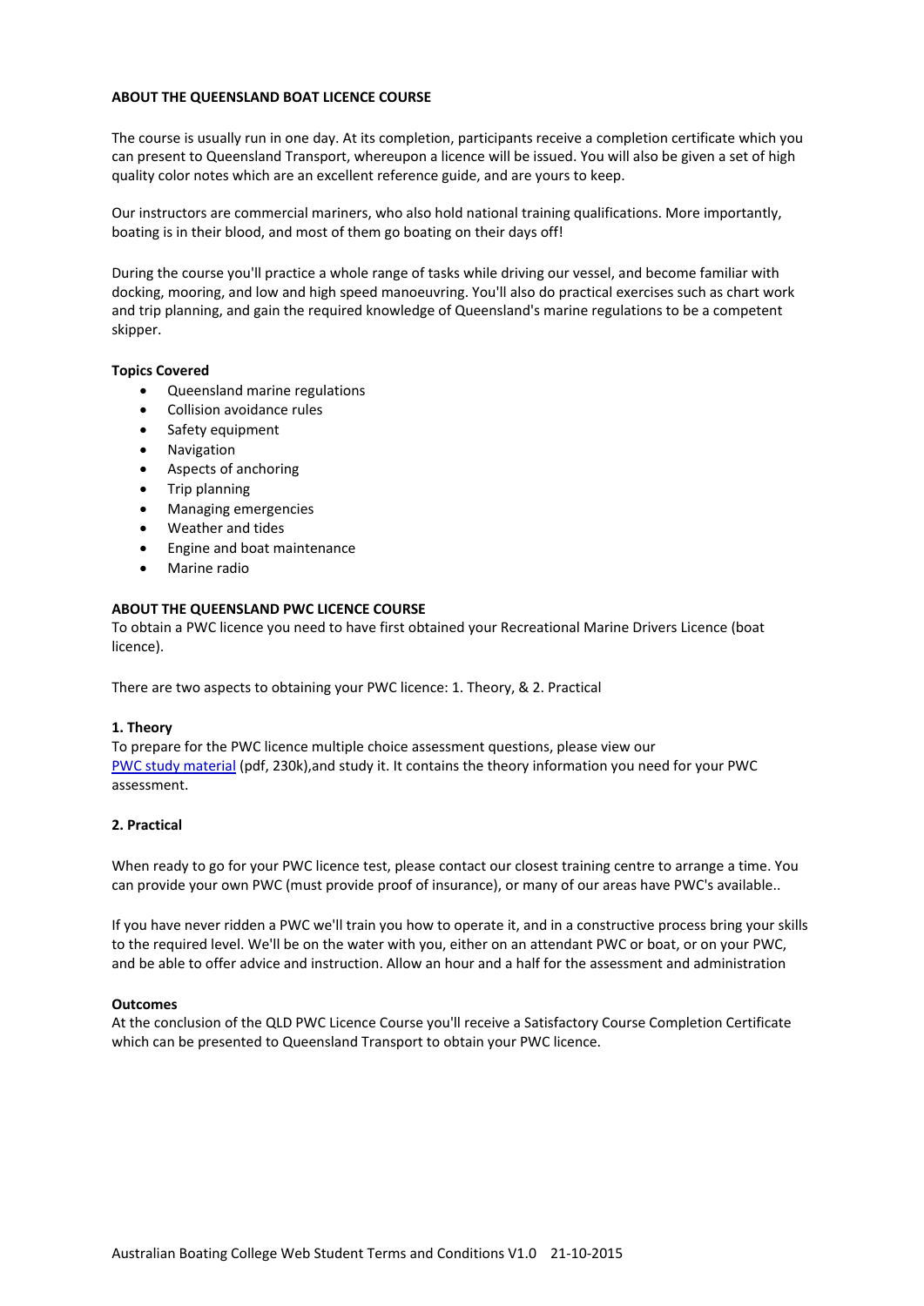**ABOUT THE QUEENSLAND BOAT LICENCE COURSE**

The course is usually run in one day. At its completion, participants receive a completion certificate which you can present to Queensland Transport, whereupon a licence will be issued. You will also be given a set of high quality color notes which are an excellent reference guide, and are yours to keep.

Our instructors are commercial mariners, who also hold national training qualifications. More importantly, boating is in their blood, and most of them go boating on their days off!

During the course you'll practice a whole range of tasks while driving our vessel, and become familiar with docking, mooring, and low and high speed manoeuvring. You'll also do practical exercises such as chart work and trip planning, and gain the required knowledge of Queensland's marine regulations to be a competent skipper.

**Topics Covered**

- Queensland marine regulations
- Collision avoidance rules
- Safety equipment
- Navigation
- Aspects of anchoring
- Trip planning
- Managing emergencies
- Weather and tides
- Engine and boat maintenance
- Marine radio

**ABOUT THE QUEENSLAND PWC LICENCE COURSE**

To obtain a PWC licence you need to have first obtained your Recreational Marine Drivers Licence (boat licence).

There are two aspects to obtaining your PWC licence: 1. Theory, & 2. Practical

**1. Theory**

To prepare for the PWC licence multiple choice assessment questions, please view our PWC study material (pdf, 230k),and study it. It contains the theory information you need for your PWC assessment.

**2. Practical**

When ready to go for your PWC licence test, please contact our closest training centre to arrange a time. You can provide your own PWC (must provide proof of insurance), or many of our areas have PWC's available..

If you have never ridden a PWC we'll train you how to operate it, and in a constructive process bring your skills to the required level. We'll be on the water with you, either on an attendant PWC or boat, or on your PWC, and be able to offer advice and instruction. Allow an hour and a half for the assessment and administration

**Outcomes**

At the conclusion of the QLD PWC Licence Course you'll receive a Satisfactory Course Completion Certificate which can be presented to Queensland Transport to obtain your PWC licence.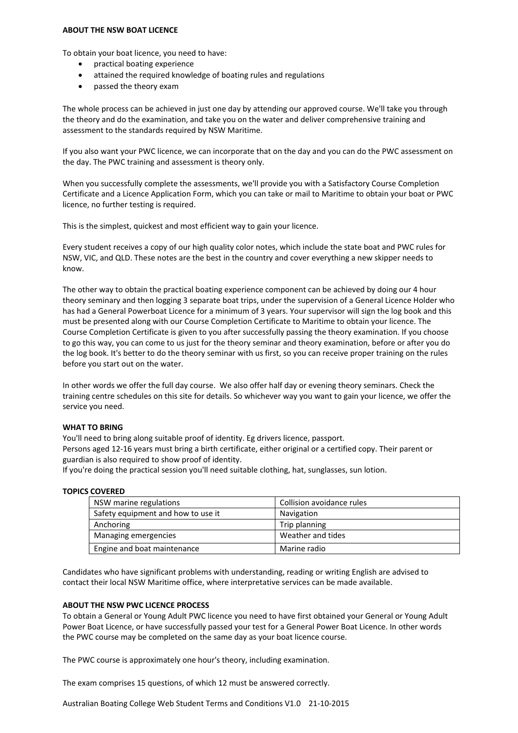**ABOUT THE NSW BOAT LICENCE**

To obtain your boat licence, you need to have:

- practical boating experience
- attained the required knowledge of boating rules and regulations
- passed the theory exam

The whole process can be achieved in just one day by attending our approved course. We'll take you through the theory and do the examination, and take you on the water and deliver comprehensive training and assessment to the standards required by NSW Maritime.

If you also want your PWC licence, we can incorporate that on the day and you can do the PWC assessment on the day. The PWC training and assessment is theory only.

When you successfully complete the assessments, we'll provide you with a Satisfactory Course Completion Certificate and a Licence Application Form, which you can take or mail to Maritime to obtain your boat or PWC licence, no further testing is required.

This is the simplest, quickest and most efficient way to gain your licence.

Every student receives a copy of our high quality color notes, which include the state boat and PWC rules for NSW, VIC, and QLD. These notes are the best in the country and cover everything a new skipper needs to know.

The other way to obtain the practical boating experience component can be achieved by doing our 4 hour theory seminary and then logging 3 separate boat trips, under the supervision of a General Licence Holder who has had a General Powerboat Licence for a minimum of 3 years. Your supervisor will sign the log book and this must be presented along with our Course Completion Certificate to Maritime to obtain your licence. The Course Completion Certificate is given to you after successfully passing the theory examination. If you choose to go this way, you can come to us just for the theory seminar and theory examination, before or after you do the log book. It's better to do the theory seminar with us first, so you can receive proper training on the rules before you start out on the water.

In other words we offer the full day course. We also offer half day or evening theory seminars. Check the training centre schedules on this site for details. So whichever way you want to gain your licence, we offer the service you need.

**WHAT TO BRING**

You'll need to bring along suitable proof of identity. Eg drivers licence, passport.
Persons aged 12-16 years must bring a birth certificate, either original or a certified copy. Their parent or guardian is also required to show proof of identity.
If you're doing the practical session you'll need suitable clothing, hat, sunglasses, sun lotion.

**TOPICS COVERED**

| NSW marine regulations | Collision avoidance rules |
|---|---|
| Safety equipment and how to use it | Navigation |
| Anchoring | Trip planning |
| Managing emergencies | Weather and tides |
| Engine and boat maintenance | Marine radio |

Candidates who have significant problems with understanding, reading or writing English are advised to contact their local NSW Maritime office, where interpretative services can be made available.

**ABOUT THE NSW PWC LICENCE PROCESS**

To obtain a General or Young Adult PWC licence you need to have first obtained your General or Young Adult Power Boat Licence, or have successfully passed your test for a General Power Boat Licence. In other words the PWC course may be completed on the same day as your boat licence course.

The PWC course is approximately one hour's theory, including examination.

The exam comprises 15 questions, of which 12 must be answered correctly.

Australian Boating College Web Student Terms and Conditions V1.0 21-10-2015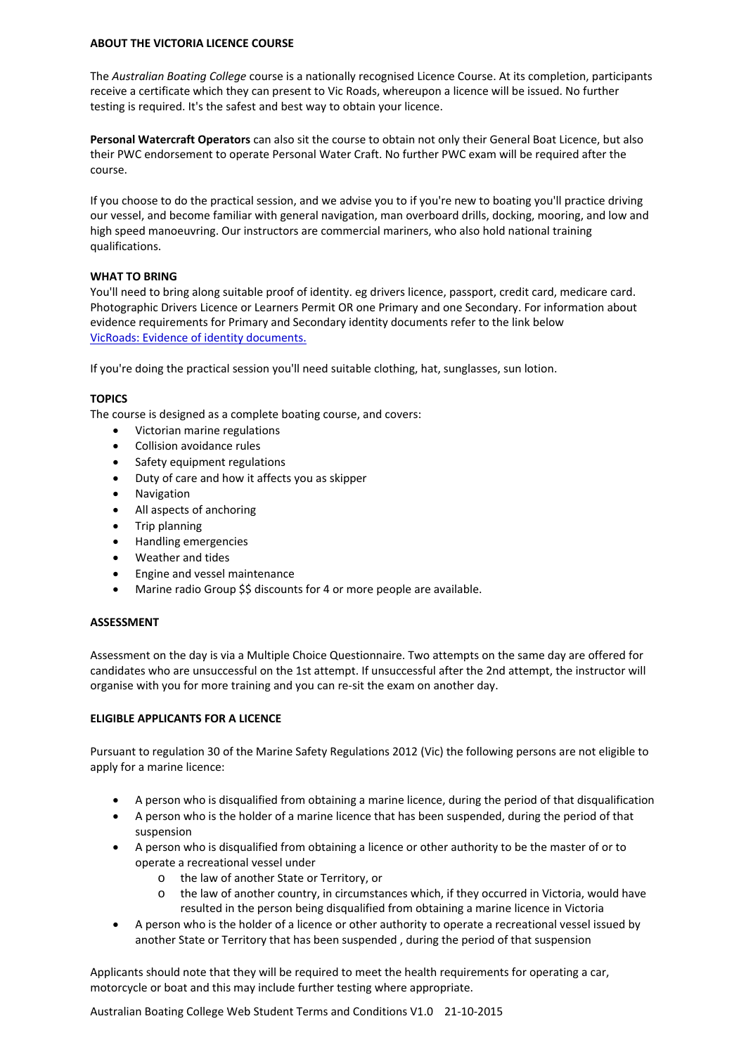## ABOUT THE VICTORIA LICENCE COURSE

The *Australian Boating College* course is a nationally recognised Licence Course. At its completion, participants receive a certificate which they can present to Vic Roads, whereupon a licence will be issued. No further testing is required. It's the safest and best way to obtain your licence.

**Personal Watercraft Operators** can also sit the course to obtain not only their General Boat Licence, but also their PWC endorsement to operate Personal Water Craft. No further PWC exam will be required after the course.

If you choose to do the practical session, and we advise you to if you're new to boating you'll practice driving our vessel, and become familiar with general navigation, man overboard drills, docking, mooring, and low and high speed manoeuvring. Our instructors are commercial mariners, who also hold national training qualifications.

## WHAT TO BRING

You'll need to bring along suitable proof of identity. eg drivers licence, passport, credit card, medicare card. Photographic Drivers Licence or Learners Permit OR one Primary and one Secondary. For information about evidence requirements for Primary and Secondary identity documents refer to the link below
VicRoads: Evidence of identity documents.

If you're doing the practical session you'll need suitable clothing, hat, sunglasses, sun lotion.

## TOPICS

The course is designed as a complete boating course, and covers:

- Victorian marine regulations
- Collision avoidance rules
- Safety equipment regulations
- Duty of care and how it affects you as skipper
- Navigation
- All aspects of anchoring
- Trip planning
- Handling emergencies
- Weather and tides
- Engine and vessel maintenance
- Marine radio Group $$ discounts for 4 or more people are available.

## ASSESSMENT

Assessment on the day is via a Multiple Choice Questionnaire. Two attempts on the same day are offered for candidates who are unsuccessful on the 1st attempt. If unsuccessful after the 2nd attempt, the instructor will organise with you for more training and you can re-sit the exam on another day.

## ELIGIBLE APPLICANTS FOR A LICENCE

Pursuant to regulation 30 of the Marine Safety Regulations 2012 (Vic) the following persons are not eligible to apply for a marine licence:

- A person who is disqualified from obtaining a marine licence, during the period of that disqualification
- A person who is the holder of a marine licence that has been suspended, during the period of that suspension
- A person who is disqualified from obtaining a licence or other authority to be the master of or to operate a recreational vessel under
  - the law of another State or Territory, or
  - the law of another country, in circumstances which, if they occurred in Victoria, would have resulted in the person being disqualified from obtaining a marine licence in Victoria
- A person who is the holder of a licence or other authority to operate a recreational vessel issued by another State or Territory that has been suspended , during the period of that suspension

Applicants should note that they will be required to meet the health requirements for operating a car, motorcycle or boat and this may include further testing where appropriate.

Australian Boating College Web Student Terms and Conditions V1.0 21-10-2015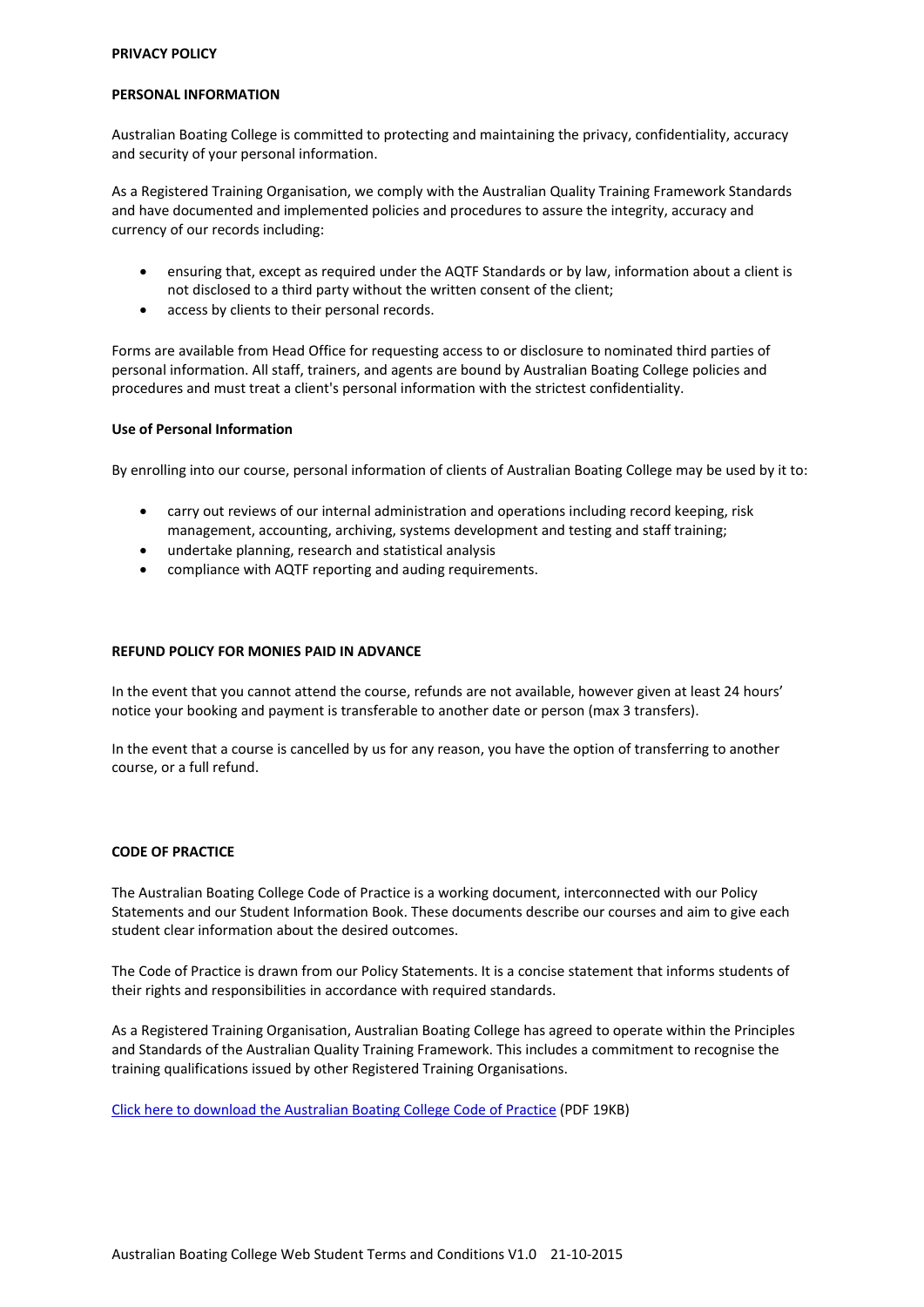**PRIVACY POLICY**

**PERSONAL INFORMATION**

Australian Boating College is committed to protecting and maintaining the privacy, confidentiality, accuracy and security of your personal information.

As a Registered Training Organisation, we comply with the Australian Quality Training Framework Standards and have documented and implemented policies and procedures to assure the integrity, accuracy and currency of our records including:

- ensuring that, except as required under the AQTF Standards or by law, information about a client is not disclosed to a third party without the written consent of the client;
- access by clients to their personal records.

Forms are available from Head Office for requesting access to or disclosure to nominated third parties of personal information. All staff, trainers, and agents are bound by Australian Boating College policies and procedures and must treat a client's personal information with the strictest confidentiality.

**Use of Personal Information**

By enrolling into our course, personal information of clients of Australian Boating College may be used by it to:

- carry out reviews of our internal administration and operations including record keeping, risk management, accounting, archiving, systems development and testing and staff training;
- undertake planning, research and statistical analysis
- compliance with AQTF reporting and auding requirements.

**REFUND POLICY FOR MONIES PAID IN ADVANCE**

In the event that you cannot attend the course, refunds are not available, however given at least 24 hours' notice your booking and payment is transferable to another date or person (max 3 transfers).

In the event that a course is cancelled by us for any reason, you have the option of transferring to another course, or a full refund.

**CODE OF PRACTICE**

The Australian Boating College Code of Practice is a working document, interconnected with our Policy Statements and our Student Information Book. These documents describe our courses and aim to give each student clear information about the desired outcomes.

The Code of Practice is drawn from our Policy Statements. It is a concise statement that informs students of their rights and responsibilities in accordance with required standards.

As a Registered Training Organisation, Australian Boating College has agreed to operate within the Principles and Standards of the Australian Quality Training Framework. This includes a commitment to recognise the training qualifications issued by other Registered Training Organisations.

Click here to download the Australian Boating College Code of Practice (PDF 19KB)